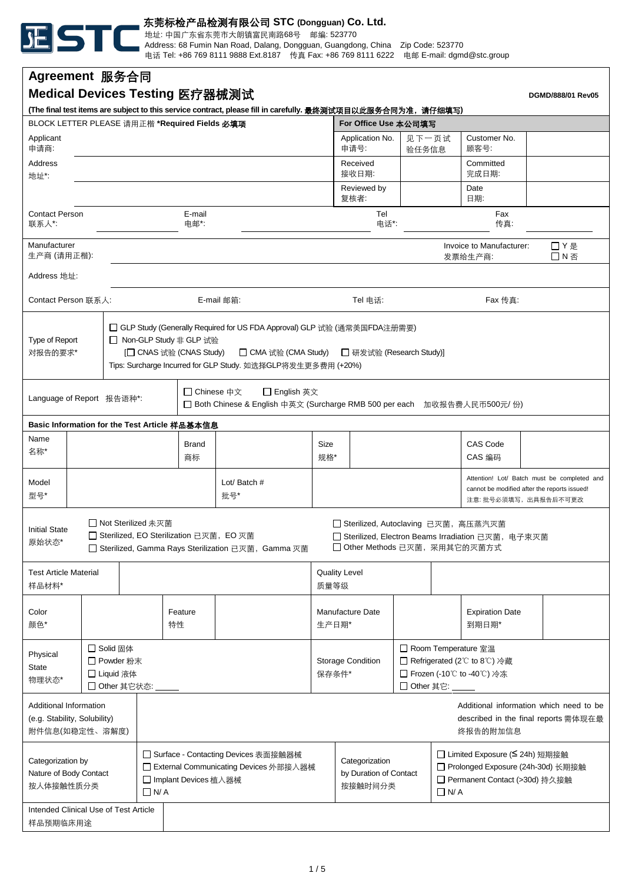**东莞标检产品检测有限公司 STC (Dongguan) Co. Ltd.**

地址: 中国广东省东莞市大朗镇富民南路68号 邮编: 523770
Address: 68 Fumin Nan Road, Dalang, Dongguan, Guangdong, China Zip Code: 523770
电话 Tel: +86 769 8111 9888 Ext.8187 传真 Fax: +86 769 8111 6222 电邮 E-mail: dgmd@stc.group

# Agreement 服务合同

## Medical Devices Testing 医疗器械测试

DGMD/888/01 Rev05

**(The final test items are subject to this service contract, please fill in carefully. 最终测试项目以此服务合同为准，请仔细填写)**

| BLOCK LETTER PLEASE 请用正楷 **\*Required Fields 必填项** | | **For Office Use 本公司填写** | | | |
|---|---|---|---|---|---|
| Applicant 申请商: | | Application No. 申请号: | 见下一页试验任务信息 | Customer No. 顾客号: | |
| Address 地址*: | | Received 接收日期: | | Committed 完成日期: | |
| | | Reviewed by 复核者: | | Date 日期: | |

| Contact Person 联系人*: | | E-mail 电邮*: | | Tel 电话*: | | Fax 传真: | |
|---|---|---|---|---|---|---|---|

| Manufacturer 生产商 (请用正楷): | | Invoice to Manufacturer: 发票给生产商: | ☐ Y 是 ☐ N 否 |
|---|---|---|---|
| Address 地址: | | | |

| Contact Person 联系人: | | E-mail 邮箱: | | Tel 电话: | | Fax 传真: | |
|---|---|---|---|---|---|---|---|

| Type of Report 对报告的要求* | ☐ GLP Study (Generally Required for US FDA Approval) GLP 试验 (通常美国FDA注册需要)<br>☐ Non-GLP Study 非 GLP 试验<br>[☐ CNAS 试验 (CNAS Study) ☐ CMA 试验 (CMA Study) ☐ 研发试验 (Research Study)]<br>Tips: Surcharge Incurred for GLP Study. 如选择GLP将发生更多费用 (+20%) |
|---|---|

| Language of Report 报告语种*: | ☐ Chinese 中文 ☐ English 英文<br>☐ Both Chinese & English 中英文 (Surcharge RMB 500 per each 加收报告费人民币500元/ 份) |
|---|---|

**Basic Information for the Test Article 样品基本信息**

| Name 名称* | | Brand 商标 | | Size 规格* | | CAS Code CAS 编码 | |
|---|---|---|---|---|---|---|---|
| Model 型号* | | Lot/ Batch # 批号* | | | | Attention! Lot/ Batch must be completed and cannot be modified after the reports issued! 注意: 批号必须填写，出具报告后不可更改 | |

| Initial State 原始状态* | ☐ Not Sterilized 未灭菌<br>☐ Sterilized, EO Sterilization 已灭菌，EO 灭菌<br>☐ Sterilized, Gamma Rays Sterilization 已灭菌，Gamma 灭菌 | ☐ Sterilized, Autoclaving 已灭菌，高压蒸汽灭菌<br>☐ Sterilized, Electron Beams Irradiation 已灭菌，电子束灭菌<br>☐ Other Methods 已灭菌，采用其它的灭菌方式 |
|---|---|---|

| Test Article Material 样品材料* | | Quality Level 质量等级 | |
|---|---|---|---|

| Color 颜色* | | Feature 特性 | | Manufacture Date 生产日期* | | Expiration Date 到期日期* | |
|---|---|---|---|---|---|---|---|

| Physical State 物理状态* | ☐ Solid 固体<br>☐ Powder 粉末<br>☐ Liquid 液体<br>☐ Other 其它状态: _____ | Storage Condition 保存条件* | ☐ Room Temperature 室温<br>☐ Refrigerated (2℃ to 8℃) 冷藏<br>☐ Frozen (-10℃ to -40℃) 冷冻<br>☐ Other 其它: _____ |
|---|---|---|---|

| Additional Information (e.g. Stability, Solubility) 附件信息(如稳定性、溶解度) | Additional information which need to be described in the final reports 需体现在最终报告的附加信息 |
|---|---|

| Categorization by Nature of Body Contact 按人体接触性质分类 | ☐ Surface - Contacting Devices 表面接触器械<br>☐ External Communicating Devices 外部接入器械<br>☐ Implant Devices 植入器械<br>☐ N/ A | Categorization by Duration of Contact 按接触时间分类 | ☐ Limited Exposure (≤ 24h) 短期接触<br>☐ Prolonged Exposure (24h-30d) 长期接触<br>☐ Permanent Contact (>30d) 持久接触<br>☐ N/ A |
|---|---|---|---|

| Intended Clinical Use of Test Article 样品预期临床用途 | |
|---|---|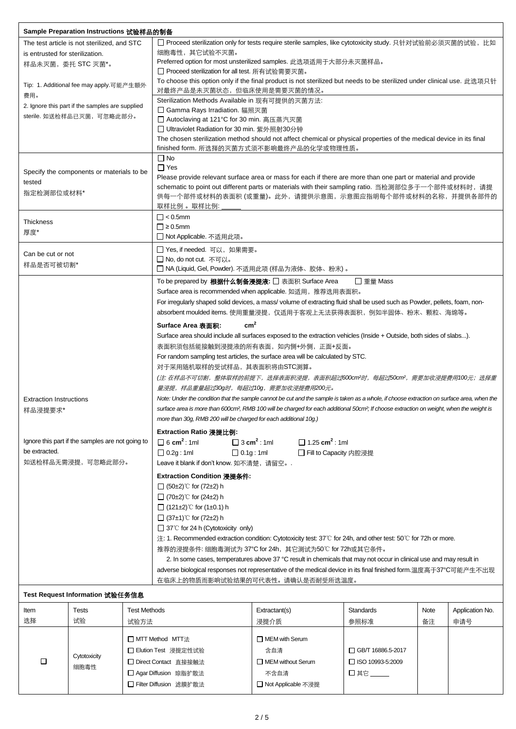## Sample Preparation Instructions 试验样品的制备

| | |
|---|---|
| The test article is not sterilized, and STC is entrusted for sterilization.<br>样品未灭菌，委托 STC 灭菌*。<br><br>Tip: 1. Additional fee may apply.可能产生额外费用。<br>2. Ignore this part if the samples are supplied sterile. 如送检样品已灭菌，可忽略此部分。 | ☐ Proceed sterilization only for tests require sterile samples, like cytotoxicity study. 只针对试验前必须灭菌的试验，比如细胞毒性，其它试验不灭菌。<br>Preferred option for most unsterilized samples. 此选项适用于大部分未灭菌样品。<br>☐ Proceed sterilization for all test. 所有试验需要灭菌。<br>To choose this option only if the final product is not sterilized but needs to be sterilized under clinical use. 此选项只针对最终产品是未灭菌状态，但临床使用是需要灭菌的情况。<br>Sterilization Methods Available in 现有可提供的灭菌方法:<br>☐ Gamma Rays Irradiation. 辐照灭菌<br>☐ Autoclaving at 121°C for 30 min. 高压蒸汽灭菌<br>☐ Ultraviolet Radiation for 30 min. 紫外照射30分钟<br>The chosen sterilization method should not affect chemical or physical properties of the medical device in its final finished form. 所选择的灭菌方式须不影响最终产品的化学或物理性质。 |
| Specify the components or materials to be tested<br>指定检测部位或材料* | ☐ No<br>☐ Yes<br>Please provide relevant surface area or mass for each if there are more than one part or material and provide schematic to point out different parts or materials with their sampling ratio. 当检测部位多于一个部件或材料时，请提供每一个部件或材料的表面积 (或重量)。此外，请提供示意图，示意图应指明每个部件或材料的名称，并提供各部件的取样比例 。取样比例: ______ |
| Thickness<br>厚度* | ☐ < 0.5mm<br>☐ ≥ 0.5mm<br>☐ Not Applicable. 不适用此项。 |
| Can be cut or not<br>样品是否可被切割* | ☐ Yes, if needed. 可以，如果需要。<br>☐ No, do not cut. 不可以。<br>☐ NA (Liquid, Gel, Powder). 不适用此项 (样品为液体、胶体、粉末) 。 |
| Extraction Instructions<br>样品浸提要求*<br><br>Ignore this part if the samples are not going to be extracted.<br>如送检样品无需浸提，可忽略此部分。 | To be prepared by **根据什么制备浸提液:** ☐ 表面积 Surface Area ☐ 重量 Mass<br>Surface area is recommended when applicable. 如适用，推荐选用表面积。<br>For irregularly shaped solid devices, a mass/ volume of extracting fluid shall be used such as Powder, pellets, foam, non-absorbent moulded items. 使用重量浸提，仅适用于客观上无法获得表面积，例如半固体、粉末、颗粒、海绵等。<br><br>**Surface Area 表面积:** $cm^2$<br>Surface area should include all surfaces exposed to the extraction vehicles (Inside + Outside, both sides of slabs...).<br>表面积须包括能接触到浸提液的所有表面，如内侧+外侧，正面+反面。<br>For random sampling test articles, the surface area will be calculated by STC.<br>对于采用随机取样的受试样品，其表面积将由STC测算。<br>*(注: 在样品不可切割，整体取样的前提下，选择表面积浸提，表面积超过600cm²时，每超过50cm²，需要加收浸提费用100元；选择重量浸提，样品重量超过30g时，每超过10g，需要加收浸提费用200元。*<br>*Note: Under the condition that the sample cannot be cut and the sample is taken as a whole, if choose extraction on surface area, when the surface area is more than 600cm², RMB 100 will be charged for each additional 50cm²; If choose extraction on weight, when the weight is more than 30g, RMB 200 will be charged for each additional 10g.)*<br><br>**Extraction Ratio 浸提比例:**<br>☐ 6 $cm^2$ : 1ml ☐ 3 $cm^2$ : 1ml ☐ 1.25 $cm^2$ : 1ml<br>☐ 0.2g : 1ml ☐ 0.1g : 1ml ☐ Fill to Capacity 内腔浸提<br>Leave it blank if don't know. 如不清楚，请留空。.<br><br>**Extraction Condition 浸提条件:**<br>☐ (50±2)℃ for (72±2) h<br>☐ (70±2)℃ for (24±2) h<br>☐ (121±2)℃ for (1±0.1) h<br>☐ (37±1)℃ for (72±2) h<br>☐ 37℃ for 24 h (Cytotoxicity only)<br>注: 1. Recommended extraction condition: Cytotoxicity test: 37℃ for 24h, and other test: 50℃ for 72h or more.<br>推荐的浸提条件: 细胞毒测试为 37°C for 24h，其它测试为50℃ for 72h或其它条件。<br>2. In some cases, temperatures above 37 °C result in chemicals that may not occur in clinical use and may result in adverse biological responses not representative of the medical device in its final finished form.温度高于37°C可能产生不出现在临床上的物质而影响试验结果的可代表性。请确认是否耐受所选温度。 |

## Test Request Information 试验任务信息

| Item<br>选择 | Tests<br>试验 | Test Methods<br>试验方法 | Extractant(s)<br>浸提介质 | Standards<br>参照标准 | Note<br>备注 | Application No.<br>申请号 |
|---|---|---|---|---|---|---|
| ☐ | Cytotoxicity<br>细胞毒性 | ☐ MTT Method MTT法<br>☐ Elution Test 浸提定性试验<br>☐ Direct Contact 直接接触法<br>☐ Agar Diffusion 琼脂扩散法<br>☐ Filter Diffusion 滤膜扩散法 | ☐ MEM with Serum<br>含血清<br>☐ MEM without Serum<br>不含血清<br>☐ Not Applicable 不浸提 | ☐ GB/T 16886.5-2017<br>☐ ISO 10993-5:2009<br>☐ 其它______ | | |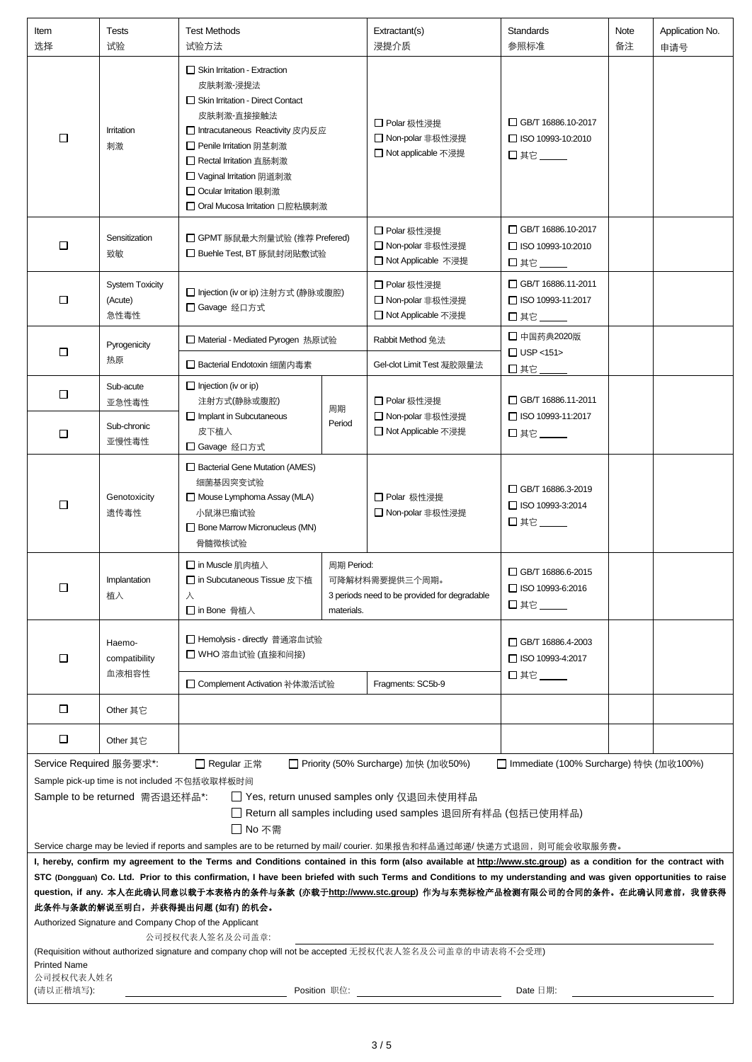| Item 选择 | Tests 试验 | Test Methods 试验方法 | | Extractant(s) 浸提介质 | Standards 参照标准 | Note 备注 | Application No. 申请号 |
|---|---|---|---|---|---|---|---|
| ☐ | Irritation 刺激 | ☐ Skin Irritation - Extraction 皮肤刺激-浸提法<br>☐ Skin Irritation - Direct Contact 皮肤刺激-直接接触法<br>☐ Intracutaneous Reactivity 皮内反应<br>☐ Penile Irritation 阴茎刺激<br>☐ Rectal Irritation 直肠刺激<br>☐ Vaginal Irritation 阴道刺激<br>☐ Ocular Irritation 眼刺激<br>☐ Oral Mucosa Irritation 口腔粘膜刺激 | | ☐ Polar 极性浸提<br>☐ Non-polar 非极性浸提<br>☐ Not applicable 不浸提 | ☐ GB/T 16886.10-2017<br>☐ ISO 10993-10:2010<br>☐ 其它 ______ | | |
| ☐ | Sensitization 致敏 | ☐ GPMT 豚鼠最大剂量试验 (推荐 Prefered)<br>☐ Buehle Test, BT 豚鼠封闭贴敷试验 | | ☐ Polar 极性浸提<br>☐ Non-polar 非极性浸提<br>☐ Not Applicable 不浸提 | ☐ GB/T 16886.10-2017<br>☐ ISO 10993-10:2010<br>☐ 其它 ______ | | |
| ☐ | System Toxicity (Acute) 急性毒性 | ☐ Injection (iv or ip) 注射方式 (静脉或腹腔)<br>☐ Gavage 经口方式 | | ☐ Polar 极性浸提<br>☐ Non-polar 非极性浸提<br>☐ Not Applicable 不浸提 | ☐ GB/T 16886.11-2011<br>☐ ISO 10993-11:2017<br>☐ 其它 ______ | | |
| ☐ | Pyrogenicity 热原 | ☐ Material - Mediated Pyrogen 热原试验 | | Rabbit Method 兔法 | ☐ 中国药典2020版<br>☐ USP <151><br>☐ 其它 ______ | | |
| | | ☐ Bacterial Endotoxin 细菌内毒素 | | Gel-clot Limit Test 凝胶限量法 | | | |
| ☐ | Sub-acute 亚急性毒性 | ☐ Injection (iv or ip) 注射方式(静脉或腹腔)<br>☐ Implant in Subcutaneous 皮下植入<br>☐ Gavage 经口方式 | 周期 Period | ☐ Polar 极性浸提<br>☐ Non-polar 非极性浸提<br>☐ Not Applicable 不浸提 | ☐ GB/T 16886.11-2011<br>☐ ISO 10993-11:2017<br>☐ 其它 ______ | | |
| ☐ | Sub-chronic 亚慢性毒性 | | | | | | |
| ☐ | Genotoxicity 遗传毒性 | ☐ Bacterial Gene Mutation (AMES) 细菌基因突变试验<br>☐ Mouse Lymphoma Assay (MLA) 小鼠淋巴瘤试验<br>☐ Bone Marrow Micronucleus (MN) 骨髓微核试验 | | ☐ Polar 极性浸提<br>☐ Non-polar 非极性浸提 | ☐ GB/T 16886.3-2019<br>☐ ISO 10993-3:2014<br>☐ 其它 ______ | | |
| ☐ | Implantation 植入 | ☐ in Muscle 肌肉植入<br>☐ in Subcutaneous Tissue 皮下植入<br>☐ in Bone 骨植入 | 周期 Period: 可降解材料需要提供三个周期。 3 periods need to be provided for degradable materials. | | ☐ GB/T 16886.6-2015<br>☐ ISO 10993-6:2016<br>☐ 其它 ______ | | |
| ☐ | Haemo-compatibility 血液相容性 | ☐ Hemolysis - directly 普通溶血试验<br>☐ WHO 溶血试验 (直接和间接) | | | ☐ GB/T 16886.4-2003<br>☐ ISO 10993-4:2017<br>☐ 其它 ______ | | |
| | | ☐ Complement Activation 补体激活试验 | | Fragments: SC5b-9 | | | |
| ☐ | Other 其它 | | | | | | |
| ☐ | Other 其它 | | | | | | |

Service Required 服务要求*: ☐ Regular 正常 ☐ Priority (50% Surcharge) 加快 (加收50%) ☐ Immediate (100% Surcharge) 特快 (加收100%)

Sample pick-up time is not included 不包括收取样板时间

Sample to be returned 需否退还样品*: ☐ Yes, return unused samples only 仅退回未使用样品
☐ Return all samples including used samples 退回所有样品 (包括已使用样品)
☐ No 不需

Service charge may be levied if reports and samples are to be returned by mail/ courier. 如果报告和样品通过邮递/ 快递方式退回，则可能会收取服务费。

**I, hereby, confirm my agreement to the Terms and Conditions contained in this form (also available at http://www.stc.group) as a condition for the contract with STC (Dongguan) Co. Ltd. Prior to this confirmation, I have been briefed with such Terms and Conditions to my understanding and was given opportunities to raise question, if any. 本人在此确认同意以载于本表格内的条件与条款 (亦载于http://www.stc.group) 作为与东莞标检产品检测有限公司的合同的条件。在此确认同意前，我曾获得此条件与条款的解说至明白，并获得提出问题 (如有) 的机会。**

Authorized Signature and Company Chop of the Applicant
公司授权代表人签名及公司盖章: ______________________________

(Requisition without authorized signature and company chop will not be accepted 无授权代表人签名及公司盖章的申请表将不会受理)

Printed Name
公司授权代表人姓名
(请以正楷填写): ______________ Position 职位: ______________ Date 日期: ______________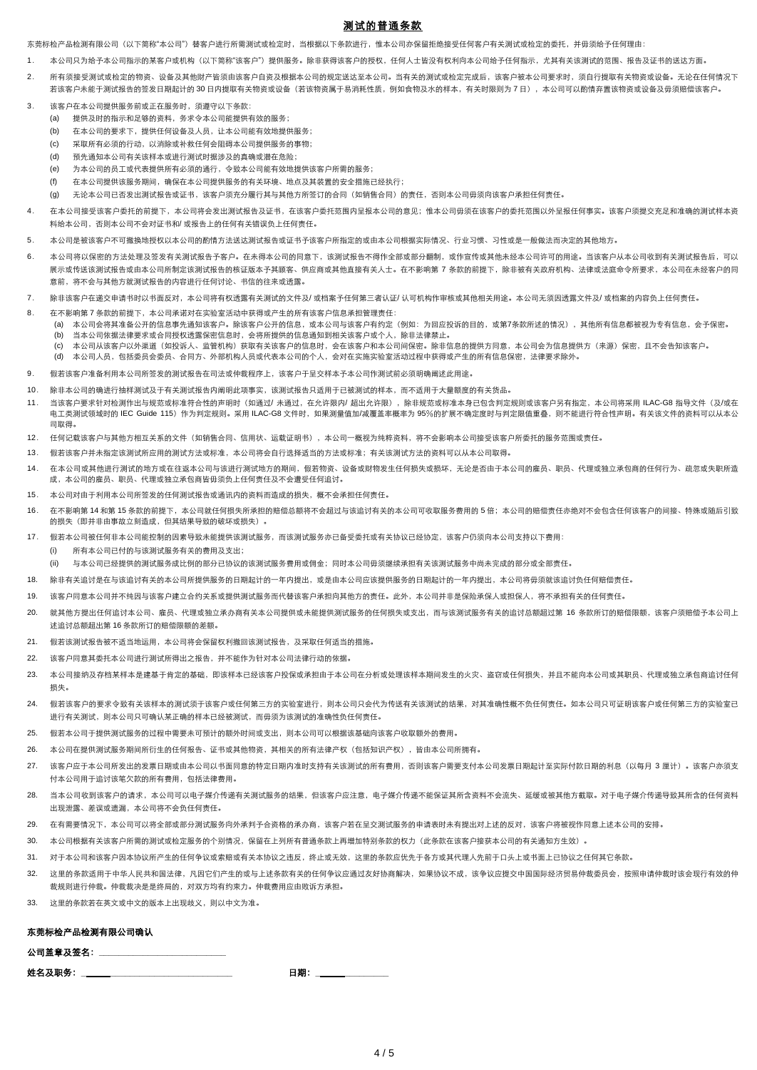# 测试的普通条款

东莞标检产品检测有限公司（以下简称"本公司"）替客户进行所需测试或检定时，当根据以下条款进行，惟本公司亦保留拒绝接受任何客户有关测试或检定的委托，并毋须给予任何理由：

1. 本公司只为给予本公司指示的某客户或机构（以下简称"该客户"）提供服务。除非获得该客户的授权，任何人士皆没有权利向本公司给予任何指示，尤其有关该测试的范围、报告及证书的送达方面。

2. 所有须接受测试或检定的物资、设备及其他财产皆须由该客户自资及根据本公司的规定送达至本公司。当有关的测试或检定完成后，该客户被本公司要求时，须自行提取有关物资或设备。无论在任何情况下若该客户未能于测试报告的签发日期起计的 30 日内提取有关物资或设备（若该物资属于易消耗性质，例如食物及水的样本，有关时限则为 7 日），本公司可以酌情弃置该物资或设备及毋须赔偿该客户。

3. 该客户在本公司提供服务前或正在服务时，须遵守以下条款：
   (a) 提供及时的指示和足够的资料，务求令本公司能提供有效的服务；
   (b) 在本公司的要求下，提供任何设备及人员，让本公司能有效地提供服务；
   (c) 采取所有必须的行动，以消除或补救任何会阻碍本公司提供服务的事物；
   (d) 预先通知本公司有关该样本或进行测试时据涉及的真确或潜在危险；
   (e) 为本公司的员工或代表提供所有必须的通行，令致本公司能有效地提供该客户所需的服务；
   (f) 在本公司提供该服务期间，确保在本公司提供服务的有关环境、地点及其装置的安全措施已经执行；
   (g) 无论本公司已否发出测试报告或证书，该客户须充分履行其与其他方所签订的合同（如销售合同）的责任，否则本公司毋须向该客户承担任何责任。

4. 在本公司接受该客户委托的前提下，本公司将会发出测试报告及证书，在该客户委托范围内呈报本公司的意见；惟本公司毋须在该客户的委托范围以外呈报任何事实。该客户须提交充足和准确的测试样本资料给本公司，否则本公司不会对证书和/ 或报告上的任何有错误负上任何责任。

5. 本公司是被该客户不可撤换地授权以本公司的酌情方法送达测试报告或证书予该客户所指定的或由本公司根据实际情况、行业习惯、习性或是一般做法而决定的其他地方。

6. 本公司将以保密的方法处理及签发有关测试报告予客户。在未得本公司的同意下，该测试报告不得作全部或部分翻制，或作宣传或其他未经本公司许可的用途。当该客户从本公司收到有关测试报告后，可以展示或传送该测试报告或由本公司所制定该测试报告的核证版本予其顾客、供应商或其他直接有关人士。在不影响第 7 条款的前提下，除非被有关政府机构、法律或法庭命令所要求，本公司在未经客户的同意前，将不会与其他方就测试报告的内容进行任何讨论、书信的往来或透露。

7. 除非该客户在递交申请书时以书面反对，本公司将有权透露有关测试的文件及/ 或档案予任何第三者认证/ 认可机构作审核或其他相关用途。本公司无须因透露文件及/ 或档案的内容负上任何责任。

8. 在不影响第 7 条款的前提下，本公司承诺对在实验室活动中获得或产生的所有该客户信息承担管理责任：
   (a) 本公司会将其准备公开的信息事先通知该客户。除该客户公开的信息，或本公司与该客户有约定（例如：为回应投诉的目的，或第7条款所述的情况），其他所有信息都被视为专有信息，会予保密。
   (b) 当本公司依据法律要求或合同授权透露保密信息时，会将所提供的信息通知到相关该客户或个人，除非法律禁止。
   (c) 本公司从该客户以外渠道（如投诉人、监管机构）获取有关该客户的信息时，会在该客户和本公司间保密。除非信息的提供方同意，本公司会为信息提供方（来源）保密，且不会告知该客户。
   (d) 本公司人员，包括委员会委员、合同方、外部机构人员或代表本公司的个人，会对在实施实验室活动过程中获得或产生的所有信息保密，法律要求除外。

9. 假若该客户准备利用本公司所签发的测试报告在司法或仲裁程序上，该客户于呈交样本予本公司作测试前必须明确阐述此用途。

10. 除非本公司的确进行抽样测试及于有关测试报告内阐明此项事实，该测试报告只适用于已被测试的样本，而不适用于大量额度的有关货品。

11. 当该客户要求针对检测作出与规范或标准符合性的声明时（如通过/ 未通过，在允许限内/ 超出允许限），除非规范或标准本身已包含判定规则或该客户另有指定，本公司将采用 ILAC-G8 指导文件（及/或在电工类测试领域时的 IEC Guide 115）作为判定规则。采用 ILAC-G8 文件时，如果测量值加/减覆盖率概率为 95%的扩展不确定度时与判定限值重叠，则不能进行符合性声明。有关该文件的资料可以从本公司取得。

12. 任何记载该客户与其他方相互关系的文件（如销售合同、信用状、运载证明书），本公司一概视为纯粹资料，将不会影响本公司接受该客户所委托的服务范围或责任。

13. 假若该客户并未指定该测试所应用的测试方法或标准，本公司将会自行选择适当的方法或标准；有关该测试方法的资料可以从本公司取得。

14. 在本公司或其他进行测试的地方或在往返本公司与该进行测试地方的期间，假若物资、设备或财物发生任何损失或损坏，无论是否由于本公司的雇员、职员、代理或独立承包商的任何行为、疏忽或失职所造成，本公司的雇员、职员、代理或独立承包商皆毋须负上任何责任及不会遭受任何追讨。

15. 本公司对由于利用本公司所签发的任何测试报告或通讯内的资料而造成的损失，概不会承担任何责任。

16. 在不影响第 14 和第 15 条款的前提下，本公司就任何损失所承担的赔偿总额将不会超过与该追讨有关的本公司可收取服务费用的 5 倍；本公司的赔偿责任亦绝对不会包含任何该客户的间接、特殊或随后引致的损失（即并非由事故立刻造成，但其结果导致的破坏或损失）。

17. 假若本公司被任何非本公司能控制的因素导致未能提供该测试服务，而该测试服务亦已备受委托或有关协议已经协定，该客户仍须向本公司支持以下费用：
   (i) 所有本公司已付的与该测试服务有关的费用及支出；
   (ii) 与本公司已经提供的测试服务成比例的部分已协议的该测试服务费用或佣金；同时本公司毋须继续承担有关该测试服务中尚未完成的部分或全部责任。

18. 除非有关追讨是在与该追讨有关的本公司所提供服务的日期起计的一年内提出，或是由本公司应该提供服务的日期起计的一年内提出，本公司将毋须就该追讨负任何赔偿责任。

19. 该客户同意本公司并不纯因与该客户建立合约关系或提供测试服务而代替该客户承担向其他方的责任。此外，本公司并非是保险承保人或担保人，将不承担有关的任何责任。

20. 就其他方提出任何追讨本公司、雇员、代理或独立承办商有关本公司提供或未能提供测试服务的任何损失或支出，而与该测试服务有关的追讨总额超过第 16 条款所订的赔偿限额，该客户须赔偿予本公司上述追讨总额超出第 16 条款所订的赔偿限额的差额。

21. 假若该测试报告被不适当地运用，本公司将会保留权利撤回该测试报告，及采取任何适当的措施。

22. 该客户同意其委托本公司进行测试所得出之报告，并不能作为针对本公司法律行动的依据。

23. 本公司接纳及存档某样本是建基于肯定的基础，即该样本已经该客户投保或承担由于本公司在分析或处理该样本期间发生的火灾、盗窃或任何损失，并且不能向本公司或其职员、代理或独立承包商追讨任何损失。

24. 假若该客户的要求令致有关该样本的测试须于该客户或任何第三方的实验室进行，则本公司只会代为传送有关该测试的结果，对其准确性概不负任何责任。如本公司只可证明该客户或任何第三方的实验室已进行有关测试，则本公司只可确认某正确的样本已经被测试，而毋须为该测试的准确性负任何责任。

25. 假若本公司于提供测试服务的过程中需要未可预计的额外时间或支出，则本公司可以根据该基础向该客户收取额外的费用。

26. 本公司在提供测试服务期间所衍生的任何报告、证书或其他物资，其相关的所有法律产权（包括知识产权），皆由本公司所拥有。

27. 该客户应于本公司所发出的发票日期或由本公司以书面同意的特定日期内准时支持有关该测试的所有费用，否则该客户需要支付本公司发票日期起计至实际付款日期的利息（以每月 3 厘计）。该客户亦须支付本公司用于追讨该笔欠款的所有费用，包括法律费用。

28. 当本公司收到该客户的请求，本公司可以电子媒介传递有关测试服务的结果，但该客户应注意，电子媒介传递不能保证其所含资料不会流失、延缓或被其他方截取。对于电子媒介传递导致其所含的任何资料出现泄露、差误或遗漏，本公司将不会负任何责任。

29. 在有需要情况下，本公司可以将全部或部分测试服务向外承判予合资格的承办商，该客户若在呈交测试服务的申请表时未有提出对上述的反对，该客户将被视作同意上述本公司的安排。

30. 本公司根据有关该客户所需的测试或检定服务的个别情况，保留在上列所有普通条款上再增加特别条款的权力（此条款在该客户接获本公司的有关通知方生效）。

31. 对于本公司和该客户因本协议所产生的任何争议或索赔或有关本协议之违反，终止或无效，这里的条款应优先于各方或其代理人先前于口头上或书面上已协议之任何其它条款。

32. 这里的条款适用于中华人民共和国法律，凡因它们产生的或与上述条款有关的任何争议应通过友好协商解决，如果协议不成，该争议应提交中国国际经济贸易仲裁委员会，按照申请仲裁时该会现行有效的仲裁规则进行仲裁。仲裁裁决是是终局的，对双方均有约束力。仲裁费用应由败诉方承担。

33. 这里的条款若在英文或中文的版本上出现歧义，则以中文为准。

**东莞标检产品检测有限公司确认**

**公司盖章及签名：** ______________________________

**姓名及职务：** ______________________________　　　　**日期：** ______________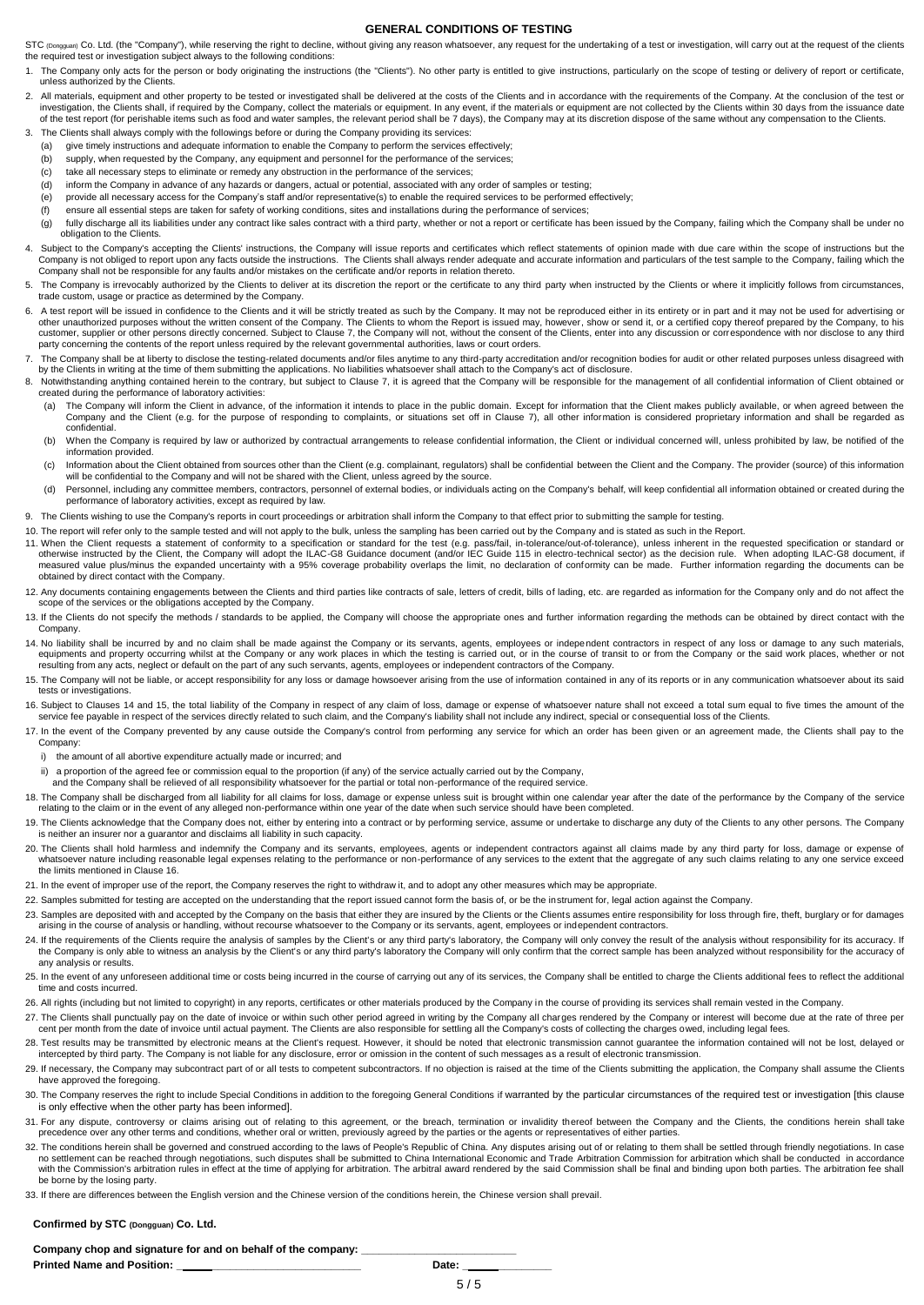# GENERAL CONDITIONS OF TESTING

STC (Dongguan) Co. Ltd. (the "Company"), while reserving the right to decline, without giving any reason whatsoever, any request for the undertaking of a test or investigation, will carry out at the request of the clients the required test or investigation subject always to the following conditions:

1. The Company only acts for the person or body originating the instructions (the "Clients"). No other party is entitled to give instructions, particularly on the scope of testing or delivery of report or certificate, unless authorized by the Clients.
2. All materials, equipment and other property to be tested or investigated shall be delivered at the costs of the Clients and in accordance with the requirements of the Company. At the conclusion of the test or investigation, the Clients shall, if required by the Company, collect the materials or equipment. In any event, if the materials or equipment are not collected by the Clients within 30 days from the issuance date of the test report (for perishable items such as food and water samples, the relevant period shall be 7 days), the Company may at its discretion dispose of the same without any compensation to the Clients.
3. The Clients shall always comply with the followings before or during the Company providing its services:
   - (a) give timely instructions and adequate information to enable the Company to perform the services effectively;
   - (b) supply, when requested by the Company, any equipment and personnel for the performance of the services;
   - (c) take all necessary steps to eliminate or remedy any obstruction in the performance of the services;
   - (d) inform the Company in advance of any hazards or dangers, actual or potential, associated with any order of samples or testing;
   - (e) provide all necessary access for the Company's staff and/or representative(s) to enable the required services to be performed effectively;
   - (f) ensure all essential steps are taken for safety of working conditions, sites and installations during the performance of services;
   - (g) fully discharge all its liabilities under any contract like sales contract with a third party, whether or not a report or certificate has been issued by the Company, failing which the Company shall be under no obligation to the Clients.
4. Subject to the Company's accepting the Clients' instructions, the Company will issue reports and certificates which reflect statements of opinion made with due care within the scope of instructions but the Company is not obliged to report upon any facts outside the instructions. The Clients shall always render adequate and accurate information and particulars of the test sample to the Company, failing which the Company shall not be responsible for any faults and/or mistakes on the certificate and/or reports in relation thereto.
5. The Company is irrevocably authorized by the Clients to deliver at its discretion the report or the certificate to any third party when instructed by the Clients or where it implicitly follows from circumstances, trade custom, usage or practice as determined by the Company.
6. A test report will be issued in confidence to the Clients and it will be strictly treated as such by the Company. It may not be reproduced either in its entirety or in part and it may not be used for advertising or other unauthorized purposes without the written consent of the Company. The Clients to whom the Report is issued may, however, show or send it, or a certified copy thereof prepared by the Company, to his customer, supplier or other persons directly concerned. Subject to Clause 7, the Company will not, without the consent of the Clients, enter into any discussion or correspondence with nor disclose to any third party concerning the contents of the report unless required by the relevant governmental authorities, laws or court orders.
7. The Company shall be at liberty to disclose the testing-related documents and/or files anytime to any third-party accreditation and/or recognition bodies for audit or other related purposes unless disagreed with by the Clients in writing at the time of them submitting the applications. No liabilities whatsoever shall attach to the Company's act of disclosure.
8. Notwithstanding anything contained herein to the contrary, but subject to Clause 7, it is agreed that the Company will be responsible for the management of all confidential information of Client obtained or created during the performance of laboratory activities:
   - (a) The Company will inform the Client in advance, of the information it intends to place in the public domain. Except for information that the Client makes publicly available, or when agreed between the Company and the Client (e.g. for the purpose of responding to complaints, or situations set off in Clause 7), all other information is considered proprietary information and shall be regarded as confidential.
   - (b) When the Company is required by law or authorized by contractual arrangements to release confidential information, the Client or individual concerned will, unless prohibited by law, be notified of the information provided.
   - (c) Information about the Client obtained from sources other than the Client (e.g. complainant, regulators) shall be confidential between the Client and the Company. The provider (source) of this information will be confidential to the Company and will not be shared with the Client, unless agreed by the source.
   - (d) Personnel, including any committee members, contractors, personnel of external bodies, or individuals acting on the Company's behalf, will keep confidential all information obtained or created during the performance of laboratory activities, except as required by law.
9. The Clients wishing to use the Company's reports in court proceedings or arbitration shall inform the Company to that effect prior to submitting the sample for testing.
10. The report will refer only to the sample tested and will not apply to the bulk, unless the sampling has been carried out by the Company and is stated as such in the Report.
11. When the Client requests a statement of conformity to a specification or standard for the test (e.g. pass/fail, in-tolerance/out-of-tolerance), unless inherent in the requested specification or standard or otherwise instructed by the Client, the Company will adopt the ILAC-G8 Guidance document (and/or IEC Guide 115 in electro-technical sector) as the decision rule. When adopting ILAC-G8 document, if measured value plus/minus the expanded uncertainty with a 95% coverage probability overlaps the limit, no declaration of conformity can be made. Further information regarding the documents can be obtained by direct contact with the Company.
12. Any documents containing engagements between the Clients and third parties like contracts of sale, letters of credit, bills of lading, etc. are regarded as information for the Company only and do not affect the scope of the services or the obligations accepted by the Company.
13. If the Clients do not specify the methods / standards to be applied, the Company will choose the appropriate ones and further information regarding the methods can be obtained by direct contact with the Company.
14. No liability shall be incurred by and no claim shall be made against the Company or its servants, agents, employees or independent contractors in respect of any loss or damage to any such materials, equipments and property occurring whilst at the Company or any work places in which the testing is carried out, or in the course of transit to or from the Company or the said work places, whether or not resulting from any acts, neglect or default on the part of any such servants, agents, employees or independent contractors of the Company.
15. The Company will not be liable, or accept responsibility for any loss or damage howsoever arising from the use of information contained in any of its reports or in any communication whatsoever about its said tests or investigations.
16. Subject to Clauses 14 and 15, the total liability of the Company in respect of any claim of loss, damage or expense of whatsoever nature shall not exceed a total sum equal to five times the amount of the service fee payable in respect of the services directly related to such claim, and the Company's liability shall not include any indirect, special or consequential loss of the Clients.
17. In the event of the Company prevented by any cause outside the Company's control from performing any service for which an order has been given or an agreement made, the Clients shall pay to the Company:
    - i) the amount of all abortive expenditure actually made or incurred; and
    - ii) a proportion of the agreed fee or commission equal to the proportion (if any) of the service actually carried out by the Company,

    and the Company shall be relieved of all responsibility whatsoever for the partial or total non-performance of the required service.
18. The Company shall be discharged from all liability for all claims for loss, damage or expense unless suit is brought within one calendar year after the date of the performance by the Company of the service relating to the claim or in the event of any alleged non-performance within one year of the date when such service should have been completed.
19. The Clients acknowledge that the Company does not, either by entering into a contract or by performing service, assume or undertake to discharge any duty of the Clients to any other persons. The Company is neither an insurer nor a guarantor and disclaims all liability in such capacity.
20. The Clients shall hold harmless and indemnify the Company and its servants, employees, agents or independent contractors against all claims made by any third party for loss, damage or expense of whatsoever nature including reasonable legal expenses relating to the performance or non-performance of any services to the extent that the aggregate of any such claims relating to any one service exceed the limits mentioned in Clause 16.
21. In the event of improper use of the report, the Company reserves the right to withdraw it, and to adopt any other measures which may be appropriate.
22. Samples submitted for testing are accepted on the understanding that the report issued cannot form the basis of, or be the instrument for, legal action against the Company.
23. Samples are deposited with and accepted by the Company on the basis that either they are insured by the Clients or the Clients assumes entire responsibility for loss through fire, theft, burglary or for damages arising in the course of analysis or handling, without recourse whatsoever to the Company or its servants, agent, employees or independent contractors.
24. If the requirements of the Clients require the analysis of samples by the Client's or any third party's laboratory, the Company will only convey the result of the analysis without responsibility for its accuracy. If the Company is only able to witness an analysis by the Client's or any third party's laboratory the Company will only confirm that the correct sample has been analyzed without responsibility for the accuracy of any analysis or results.
25. In the event of any unforeseen additional time or costs being incurred in the course of carrying out any of its services, the Company shall be entitled to charge the Clients additional fees to reflect the additional time and costs incurred.
26. All rights (including but not limited to copyright) in any reports, certificates or other materials produced by the Company in the course of providing its services shall remain vested in the Company.
27. The Clients shall punctually pay on the date of invoice or within such other period agreed in writing by the Company all charges rendered by the Company or interest will become due at the rate of three per cent per month from the date of invoice until actual payment. The Clients are also responsible for settling all the Company's costs of collecting the charges owed, including legal fees.
28. Test results may be transmitted by electronic means at the Client's request. However, it should be noted that electronic transmission cannot guarantee the information contained will not be lost, delayed or intercepted by third party. The Company is not liable for any disclosure, error or omission in the content of such messages as a result of electronic transmission.
29. If necessary, the Company may subcontract part of or all tests to competent subcontractors. If no objection is raised at the time of the Clients submitting the application, the Company shall assume the Clients have approved the foregoing.
30. The Company reserves the right to include Special Conditions in addition to the foregoing General Conditions if warranted by the particular circumstances of the required test or investigation [this clause is only effective when the other party has been informed].
31. For any dispute, controversy or claims arising out of relating to this agreement, or the breach, termination or invalidity thereof between the Company and the Clients, the conditions herein shall take precedence over any other terms and conditions, whether oral or written, previously agreed by the parties or the agents or representatives of either parties.
32. The conditions herein shall be governed and construed according to the laws of People's Republic of China. Any disputes arising out of or relating to them shall be settled through friendly negotiations. In case no settlement can be reached through negotiations, such disputes shall be submitted to China International Economic and Trade Arbitration Commission for arbitration which shall be conducted in accordance with the Commission's arbitration rules in effect at the time of applying for arbitration. The arbitral award rendered by the said Commission shall be final and binding upon both parties. The arbitration fee shall be borne by the losing party.
33. If there are differences between the English version and the Chinese version of the conditions herein, the Chinese version shall prevail.

**Confirmed by STC (Dongguan) Co. Ltd.**

**Company chop and signature for and on behalf of the company:** ______________________

**Printed Name and Position:** ______________________ **Date:** __________